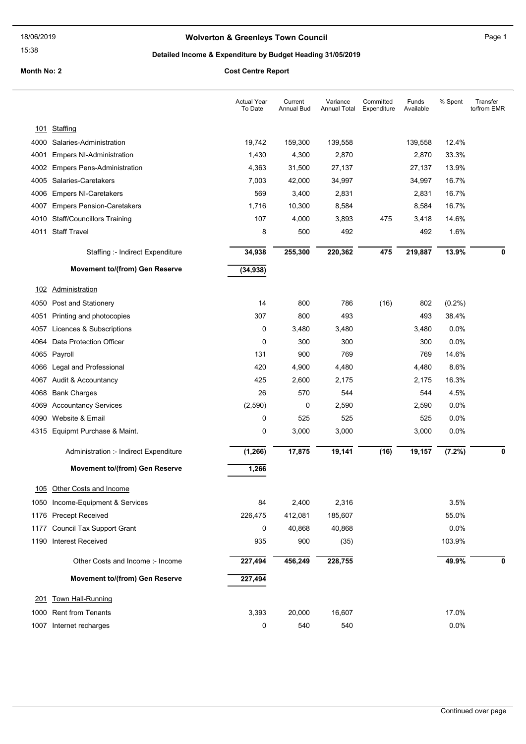# Wolverton & Greenleys Town Council

## Detailed Income & Expenditure by Budget Heading 31/05/2019

**Month No: 2** — **Cost Centre Report**

| | | Actual Year To Date | Current Annual Bud | Variance Annual Total | Committed Expenditure | Funds Available | % Spent | Transfer to/from EMR |
|---|---|---|---|---|---|---|---|---|
| **101** | **Staffing** | | | | | | | |
| 4000 | Salaries-Administration | 19,742 | 159,300 | 139,558 | | 139,558 | 12.4% | |
| 4001 | Empers NI-Administration | 1,430 | 4,300 | 2,870 | | 2,870 | 33.3% | |
| 4002 | Empers Pens-Administration | 4,363 | 31,500 | 27,137 | | 27,137 | 13.9% | |
| 4005 | Salaries-Caretakers | 7,003 | 42,000 | 34,997 | | 34,997 | 16.7% | |
| 4006 | Empers NI-Caretakers | 569 | 3,400 | 2,831 | | 2,831 | 16.7% | |
| 4007 | Empers Pension-Caretakers | 1,716 | 10,300 | 8,584 | | 8,584 | 16.7% | |
| 4010 | Staff/Councillors Training | 107 | 4,000 | 3,893 | 475 | 3,418 | 14.6% | |
| 4011 | Staff Travel | 8 | 500 | 492 | | 492 | 1.6% | |
| | Staffing :- Indirect Expenditure | **34,938** | **255,300** | **220,362** | **475** | **219,887** | **13.9%** | **0** |
| | **Movement to/(from) Gen Reserve** | **(34,938)** | | | | | | |
| **102** | **Administration** | | | | | | | |
| 4050 | Post and Stationery | 14 | 800 | 786 | (16) | 802 | (0.2%) | |
| 4051 | Printing and photocopies | 307 | 800 | 493 | | 493 | 38.4% | |
| 4057 | Licences & Subscriptions | 0 | 3,480 | 3,480 | | 3,480 | 0.0% | |
| 4064 | Data Protection Officer | 0 | 300 | 300 | | 300 | 0.0% | |
| 4065 | Payroll | 131 | 900 | 769 | | 769 | 14.6% | |
| 4066 | Legal and Professional | 420 | 4,900 | 4,480 | | 4,480 | 8.6% | |
| 4067 | Audit & Accountancy | 425 | 2,600 | 2,175 | | 2,175 | 16.3% | |
| 4068 | Bank Charges | 26 | 570 | 544 | | 544 | 4.5% | |
| 4069 | Accountancy Services | (2,590) | 0 | 2,590 | | 2,590 | 0.0% | |
| 4090 | Website & Email | 0 | 525 | 525 | | 525 | 0.0% | |
| 4315 | Equipmt Purchase & Maint. | 0 | 3,000 | 3,000 | | 3,000 | 0.0% | |
| | Administration :- Indirect Expenditure | **(1,266)** | **17,875** | **19,141** | **(16)** | **19,157** | **(7.2%)** | **0** |
| | **Movement to/(from) Gen Reserve** | **1,266** | | | | | | |
| **105** | **Other Costs and Income** | | | | | | | |
| 1050 | Income-Equipment & Services | 84 | 2,400 | 2,316 | | | 3.5% | |
| 1176 | Precept Received | 226,475 | 412,081 | 185,607 | | | 55.0% | |
| 1177 | Council Tax Support Grant | 0 | 40,868 | 40,868 | | | 0.0% | |
| 1190 | Interest Received | 935 | 900 | (35) | | | 103.9% | |
| | Other Costs and Income :- Income | **227,494** | **456,249** | **228,755** | | | **49.9%** | **0** |
| | **Movement to/(from) Gen Reserve** | **227,494** | | | | | | |
| **201** | **Town Hall-Running** | | | | | | | |
| 1000 | Rent from Tenants | 3,393 | 20,000 | 16,607 | | | 17.0% | |
| 1007 | Internet recharges | 0 | 540 | 540 | | | 0.0% | |

Continued over page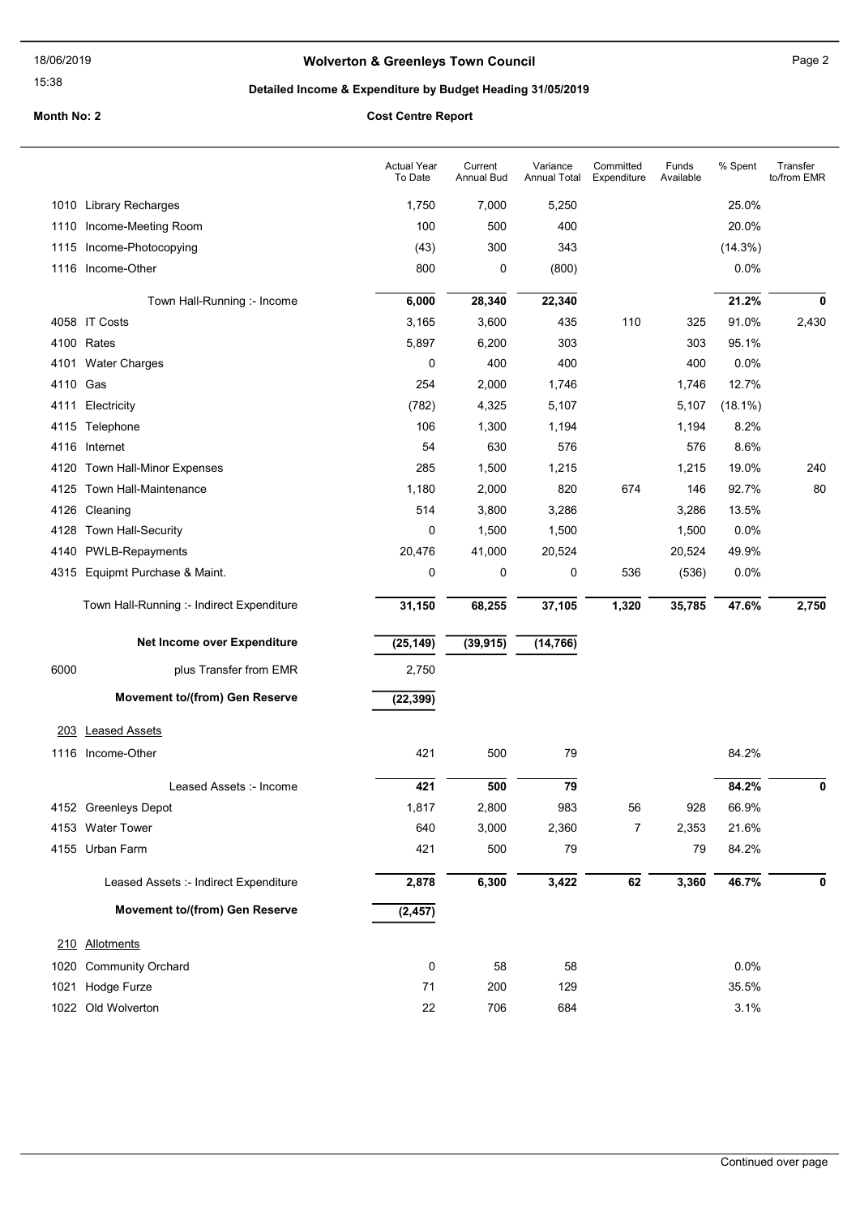# Wolverton & Greenleys Town Council

## Detailed Income & Expenditure by Budget Heading 31/05/2019

**Month No: 2** **Cost Centre Report**

| | | Actual Year To Date | Current Annual Bud | Variance Annual Total | Committed Expenditure | Funds Available | % Spent | Transfer to/from EMR |
|---|---|---|---|---|---|---|---|---|
| 1010 | Library Recharges | 1,750 | 7,000 | 5,250 | | | 25.0% | |
| 1110 | Income-Meeting Room | 100 | 500 | 400 | | | 20.0% | |
| 1115 | Income-Photocopying | (43) | 300 | 343 | | | (14.3%) | |
| 1116 | Income-Other | 800 | 0 | (800) | | | 0.0% | |
| | **Town Hall-Running :- Income** | **6,000** | **28,340** | **22,340** | | | **21.2%** | **0** |
| 4058 | IT Costs | 3,165 | 3,600 | 435 | 110 | 325 | 91.0% | 2,430 |
| 4100 | Rates | 5,897 | 6,200 | 303 | | 303 | 95.1% | |
| 4101 | Water Charges | 0 | 400 | 400 | | 400 | 0.0% | |
| 4110 | Gas | 254 | 2,000 | 1,746 | | 1,746 | 12.7% | |
| 4111 | Electricity | (782) | 4,325 | 5,107 | | 5,107 | (18.1%) | |
| 4115 | Telephone | 106 | 1,300 | 1,194 | | 1,194 | 8.2% | |
| 4116 | Internet | 54 | 630 | 576 | | 576 | 8.6% | |
| 4120 | Town Hall-Minor Expenses | 285 | 1,500 | 1,215 | | 1,215 | 19.0% | 240 |
| 4125 | Town Hall-Maintenance | 1,180 | 2,000 | 820 | 674 | 146 | 92.7% | 80 |
| 4126 | Cleaning | 514 | 3,800 | 3,286 | | 3,286 | 13.5% | |
| 4128 | Town Hall-Security | 0 | 1,500 | 1,500 | | 1,500 | 0.0% | |
| 4140 | PWLB-Repayments | 20,476 | 41,000 | 20,524 | | 20,524 | 49.9% | |
| 4315 | Equipmt Purchase & Maint. | 0 | 0 | 0 | 536 | (536) | 0.0% | |
| | **Town Hall-Running :- Indirect Expenditure** | **31,150** | **68,255** | **37,105** | **1,320** | **35,785** | **47.6%** | **2,750** |
| | **Net Income over Expenditure** | **(25,149)** | **(39,915)** | **(14,766)** | | | | |
| 6000 | plus Transfer from EMR | 2,750 | | | | | | |
| | **Movement to/(from) Gen Reserve** | **(22,399)** | | | | | | |
| 203 | Leased Assets | | | | | | | |
| 1116 | Income-Other | 421 | 500 | 79 | | | 84.2% | |
| | **Leased Assets :- Income** | **421** | **500** | **79** | | | **84.2%** | **0** |
| 4152 | Greenleys Depot | 1,817 | 2,800 | 983 | 56 | 928 | 66.9% | |
| 4153 | Water Tower | 640 | 3,000 | 2,360 | 7 | 2,353 | 21.6% | |
| 4155 | Urban Farm | 421 | 500 | 79 | | 79 | 84.2% | |
| | **Leased Assets :- Indirect Expenditure** | **2,878** | **6,300** | **3,422** | **62** | **3,360** | **46.7%** | **0** |
| | **Movement to/(from) Gen Reserve** | **(2,457)** | | | | | | |
| 210 | Allotments | | | | | | | |
| 1020 | Community Orchard | 0 | 58 | 58 | | | 0.0% | |
| 1021 | Hodge Furze | 71 | 200 | 129 | | | 35.5% | |
| 1022 | Old Wolverton | 22 | 706 | 684 | | | 3.1% | |

Continued over page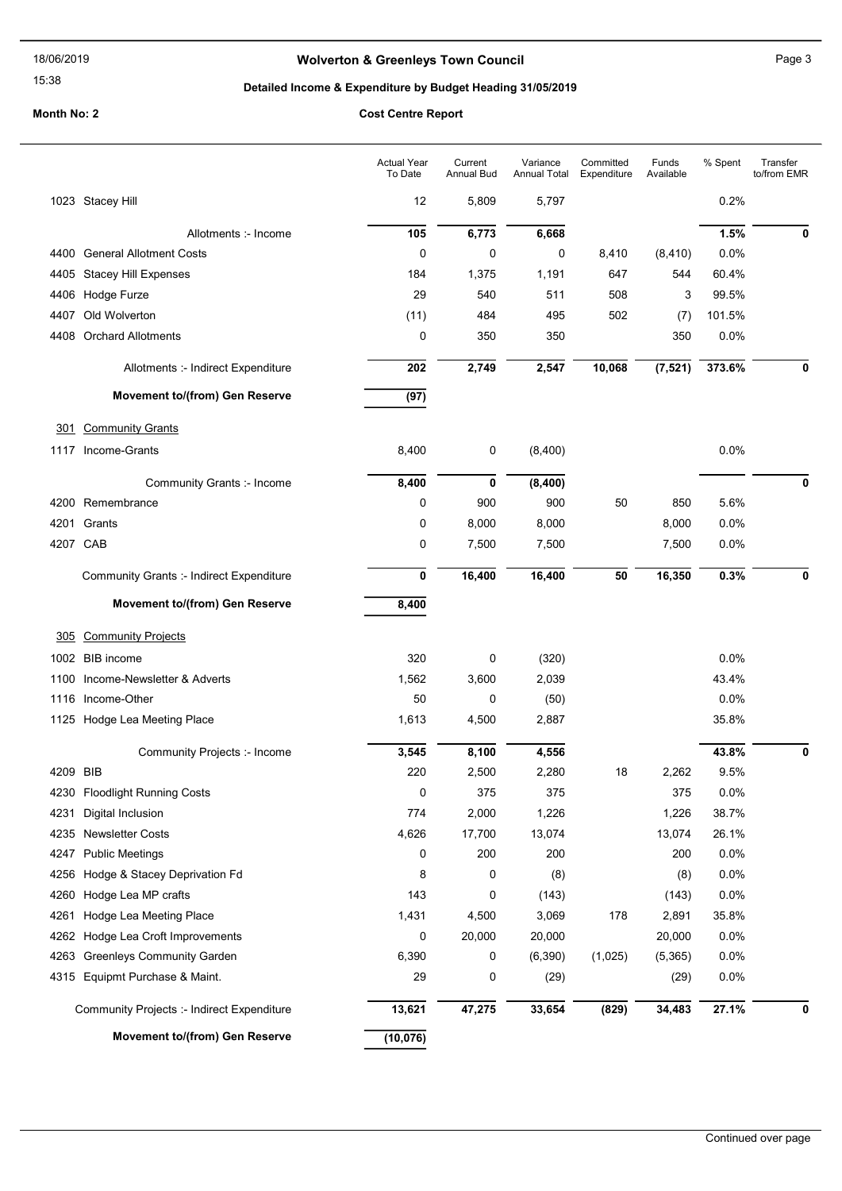# Wolverton & Greenleys Town Council

## Detailed Income & Expenditure by Budget Heading 31/05/2019

**Month No: 2** **Cost Centre Report**

| | | Actual Year To Date | Current Annual Bud | Variance Annual Total | Committed Expenditure | Funds Available | % Spent | Transfer to/from EMR |
|---|---|---|---|---|---|---|---|---|
| 1023 | Stacey Hill | 12 | 5,809 | 5,797 | | | 0.2% | |
| | **Allotments :- Income** | **105** | **6,773** | **6,668** | | | **1.5%** | **0** |
| 4400 | General Allotment Costs | 0 | 0 | 0 | 8,410 | (8,410) | 0.0% | |
| 4405 | Stacey Hill Expenses | 184 | 1,375 | 1,191 | 647 | 544 | 60.4% | |
| 4406 | Hodge Furze | 29 | 540 | 511 | 508 | 3 | 99.5% | |
| 4407 | Old Wolverton | (11) | 484 | 495 | 502 | (7) | 101.5% | |
| 4408 | Orchard Allotments | 0 | 350 | 350 | | 350 | 0.0% | |
| | **Allotments :- Indirect Expenditure** | **202** | **2,749** | **2,547** | **10,068** | **(7,521)** | **373.6%** | **0** |
| | **Movement to/(from) Gen Reserve** | **(97)** | | | | | | |
| **301** | **Community Grants** | | | | | | | |
| 1117 | Income-Grants | 8,400 | 0 | (8,400) | | | 0.0% | |
| | **Community Grants :- Income** | **8,400** | **0** | **(8,400)** | | | | **0** |
| 4200 | Remembrance | 0 | 900 | 900 | 50 | 850 | 5.6% | |
| 4201 | Grants | 0 | 8,000 | 8,000 | | 8,000 | 0.0% | |
| 4207 | CAB | 0 | 7,500 | 7,500 | | 7,500 | 0.0% | |
| | **Community Grants :- Indirect Expenditure** | **0** | **16,400** | **16,400** | **50** | **16,350** | **0.3%** | **0** |
| | **Movement to/(from) Gen Reserve** | **8,400** | | | | | | |
| **305** | **Community Projects** | | | | | | | |
| 1002 | BIB income | 320 | 0 | (320) | | | 0.0% | |
| 1100 | Income-Newsletter & Adverts | 1,562 | 3,600 | 2,039 | | | 43.4% | |
| 1116 | Income-Other | 50 | 0 | (50) | | | 0.0% | |
| 1125 | Hodge Lea Meeting Place | 1,613 | 4,500 | 2,887 | | | 35.8% | |
| | **Community Projects :- Income** | **3,545** | **8,100** | **4,556** | | | **43.8%** | **0** |
| 4209 | BIB | 220 | 2,500 | 2,280 | 18 | 2,262 | 9.5% | |
| 4230 | Floodlight Running Costs | 0 | 375 | 375 | | 375 | 0.0% | |
| 4231 | Digital Inclusion | 774 | 2,000 | 1,226 | | 1,226 | 38.7% | |
| 4235 | Newsletter Costs | 4,626 | 17,700 | 13,074 | | 13,074 | 26.1% | |
| 4247 | Public Meetings | 0 | 200 | 200 | | 200 | 0.0% | |
| 4256 | Hodge & Stacey Deprivation Fd | 8 | 0 | (8) | | (8) | 0.0% | |
| 4260 | Hodge Lea MP crafts | 143 | 0 | (143) | | (143) | 0.0% | |
| 4261 | Hodge Lea Meeting Place | 1,431 | 4,500 | 3,069 | 178 | 2,891 | 35.8% | |
| 4262 | Hodge Lea Croft Improvements | 0 | 20,000 | 20,000 | | 20,000 | 0.0% | |
| 4263 | Greenleys Community Garden | 6,390 | 0 | (6,390) | (1,025) | (5,365) | 0.0% | |
| 4315 | Equipmt Purchase & Maint. | 29 | 0 | (29) | | (29) | 0.0% | |
| | **Community Projects :- Indirect Expenditure** | **13,621** | **47,275** | **33,654** | **(829)** | **34,483** | **27.1%** | **0** |
| | **Movement to/(from) Gen Reserve** | **(10,076)** | | | | | | |

Continued over page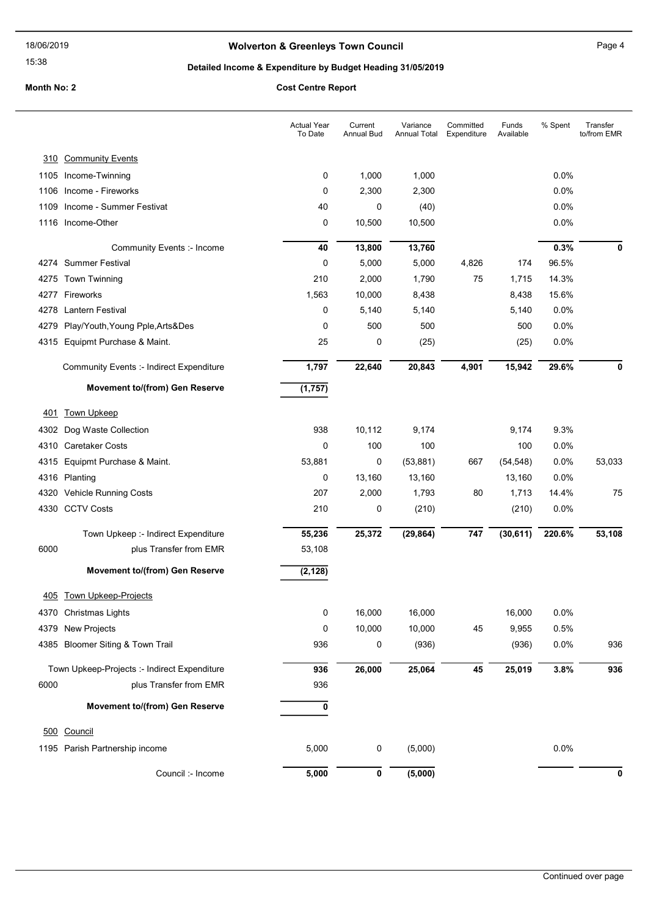**Wolverton & Greenleys Town Council**

**Detailed Income & Expenditure by Budget Heading 31/05/2019**

**Month No: 2** **Cost Centre Report**

| | | Actual Year To Date | Current Annual Bud | Variance Annual Total | Committed Expenditure | Funds Available | % Spent | Transfer to/from EMR |
|---|---|---|---|---|---|---|---|---|
| 310 | Community Events | | | | | | | |
| 1105 | Income-Twinning | 0 | 1,000 | 1,000 | | | 0.0% | |
| 1106 | Income - Fireworks | 0 | 2,300 | 2,300 | | | 0.0% | |
| 1109 | Income - Summer Festivat | 40 | 0 | (40) | | | 0.0% | |
| 1116 | Income-Other | 0 | 10,500 | 10,500 | | | 0.0% | |
| | Community Events :- Income | **40** | **13,800** | **13,760** | | | **0.3%** | **0** |
| 4274 | Summer Festival | 0 | 5,000 | 5,000 | 4,826 | 174 | 96.5% | |
| 4275 | Town Twinning | 210 | 2,000 | 1,790 | 75 | 1,715 | 14.3% | |
| 4277 | Fireworks | 1,563 | 10,000 | 8,438 | | 8,438 | 15.6% | |
| 4278 | Lantern Festival | 0 | 5,140 | 5,140 | | 5,140 | 0.0% | |
| 4279 | Play/Youth,Young Pple,Arts&Des | 0 | 500 | 500 | | 500 | 0.0% | |
| 4315 | Equipmt Purchase & Maint. | 25 | 0 | (25) | | (25) | 0.0% | |
| | Community Events :- Indirect Expenditure | **1,797** | **22,640** | **20,843** | **4,901** | **15,942** | **29.6%** | **0** |
| | **Movement to/(from) Gen Reserve** | **(1,757)** | | | | | | |
| 401 | Town Upkeep | | | | | | | |
| 4302 | Dog Waste Collection | 938 | 10,112 | 9,174 | | 9,174 | 9.3% | |
| 4310 | Caretaker Costs | 0 | 100 | 100 | | 100 | 0.0% | |
| 4315 | Equipmt Purchase & Maint. | 53,881 | 0 | (53,881) | 667 | (54,548) | 0.0% | 53,033 |
| 4316 | Planting | 0 | 13,160 | 13,160 | | 13,160 | 0.0% | |
| 4320 | Vehicle Running Costs | 207 | 2,000 | 1,793 | 80 | 1,713 | 14.4% | 75 |
| 4330 | CCTV Costs | 210 | 0 | (210) | | (210) | 0.0% | |
| | Town Upkeep :- Indirect Expenditure | **55,236** | **25,372** | **(29,864)** | **747** | **(30,611)** | **220.6%** | **53,108** |
| 6000 | plus Transfer from EMR | 53,108 | | | | | | |
| | **Movement to/(from) Gen Reserve** | **(2,128)** | | | | | | |
| 405 | Town Upkeep-Projects | | | | | | | |
| 4370 | Christmas Lights | 0 | 16,000 | 16,000 | | 16,000 | 0.0% | |
| 4379 | New Projects | 0 | 10,000 | 10,000 | 45 | 9,955 | 0.5% | |
| 4385 | Bloomer Siting & Town Trail | 936 | 0 | (936) | | (936) | 0.0% | 936 |
| | Town Upkeep-Projects :- Indirect Expenditure | **936** | **26,000** | **25,064** | **45** | **25,019** | **3.8%** | **936** |
| 6000 | plus Transfer from EMR | 936 | | | | | | |
| | **Movement to/(from) Gen Reserve** | **0** | | | | | | |
| 500 | Council | | | | | | | |
| 1195 | Parish Partnership income | 5,000 | 0 | (5,000) | | | 0.0% | |
| | Council :- Income | **5,000** | **0** | **(5,000)** | | | | **0** |

Continued over page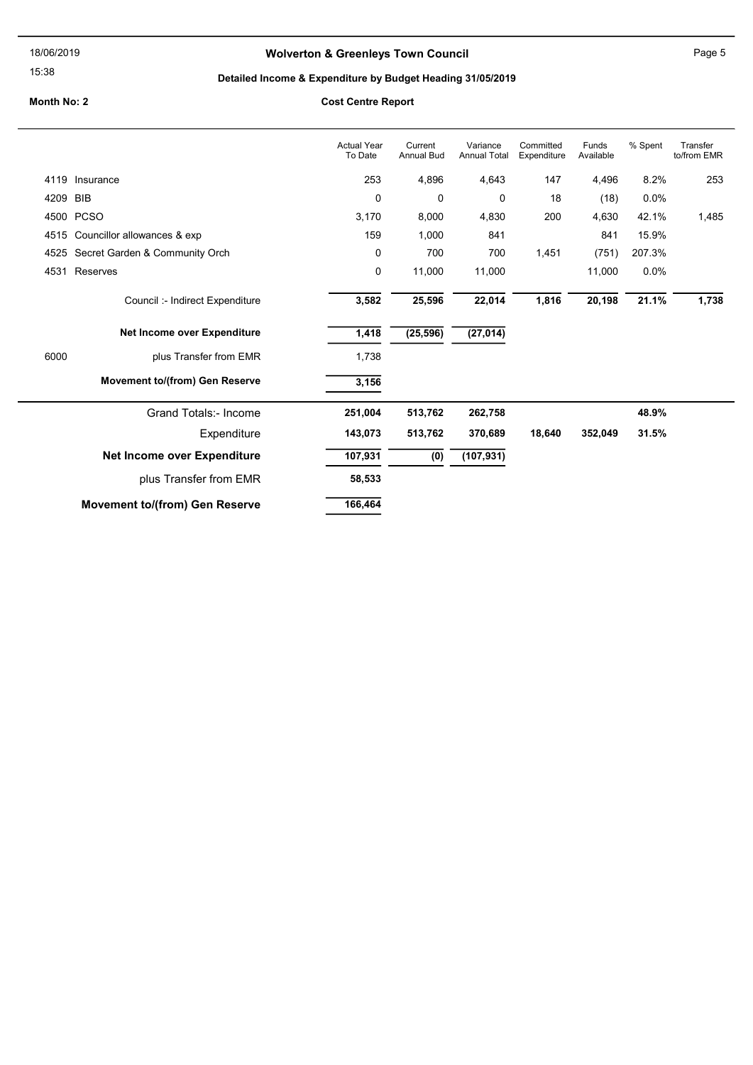# Wolverton & Greenleys Town Council

## Detailed Income & Expenditure by Budget Heading 31/05/2019

**Month No: 2** **Cost Centre Report**

| | | Actual Year To Date | Current Annual Bud | Variance Annual Total | Committed Expenditure | Funds Available | % Spent | Transfer to/from EMR |
|---|---|---|---|---|---|---|---|---|
| 4119 | Insurance | 253 | 4,896 | 4,643 | 147 | 4,496 | 8.2% | 253 |
| 4209 | BIB | 0 | 0 | 0 | 18 | (18) | 0.0% | |
| 4500 | PCSO | 3,170 | 8,000 | 4,830 | 200 | 4,630 | 42.1% | 1,485 |
| 4515 | Councillor allowances & exp | 159 | 1,000 | 841 | | 841 | 15.9% | |
| 4525 | Secret Garden & Community Orch | 0 | 700 | 700 | 1,451 | (751) | 207.3% | |
| 4531 | Reserves | 0 | 11,000 | 11,000 | | 11,000 | 0.0% | |
| | Council :- Indirect Expenditure | **3,582** | **25,596** | **22,014** | **1,816** | **20,198** | **21.1%** | **1,738** |
| | **Net Income over Expenditure** | **1,418** | **(25,596)** | **(27,014)** | | | | |
| 6000 | plus Transfer from EMR | 1,738 | | | | | | |
| | **Movement to/(from) Gen Reserve** | **3,156** | | | | | | |

| | Actual Year To Date | Current Annual Bud | Variance Annual Total | Committed Expenditure | Funds Available | % Spent |
|---|---|---|---|---|---|---|
| Grand Totals:- Income | **251,004** | **513,762** | **262,758** | | | **48.9%** |
| Expenditure | **143,073** | **513,762** | **370,689** | **18,640** | **352,049** | **31.5%** |
| **Net Income over Expenditure** | **107,931** | **(0)** | **(107,931)** | | | |
| plus Transfer from EMR | **58,533** | | | | | |
| **Movement to/(from) Gen Reserve** | **166,464** | | | | | |